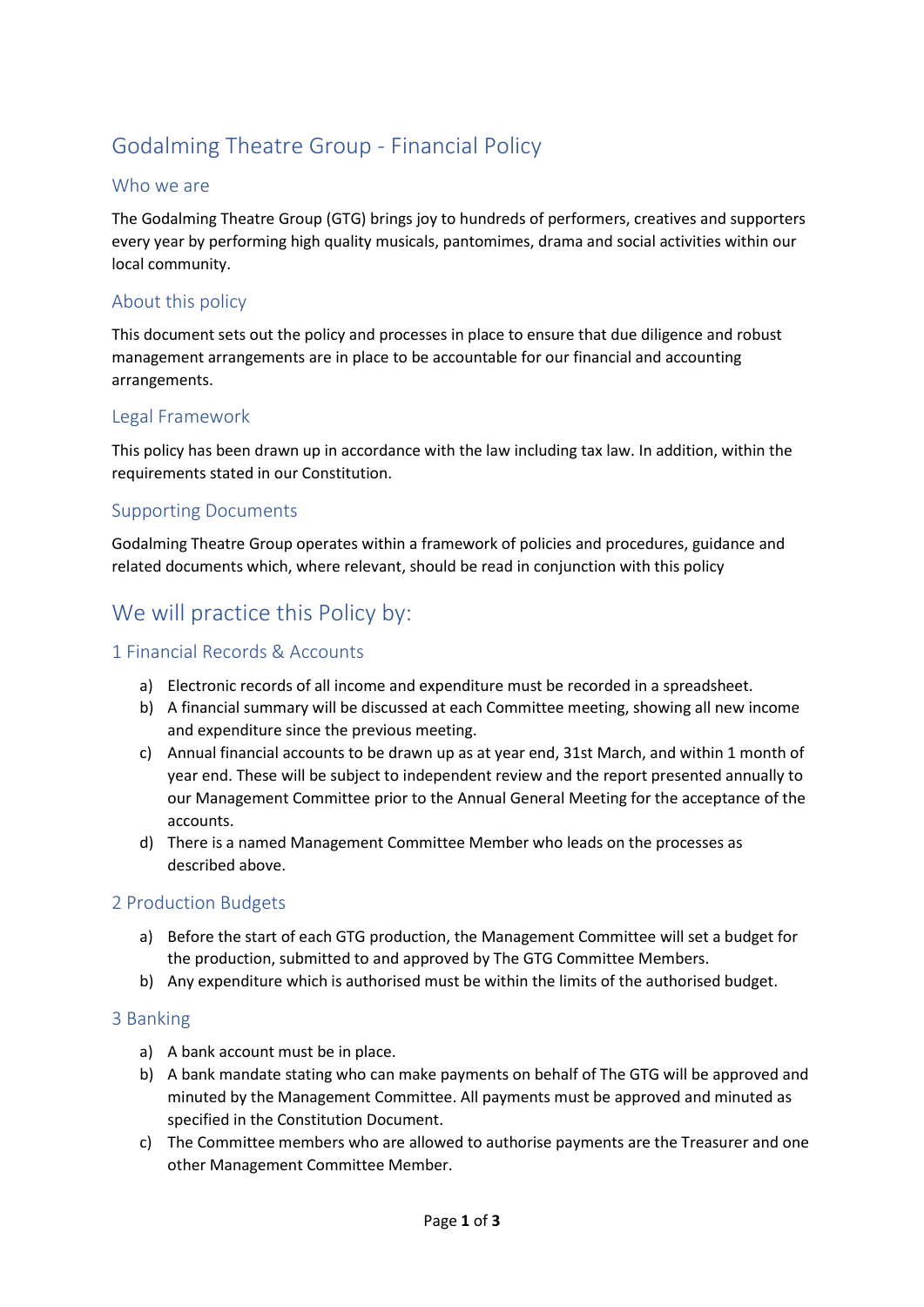# Godalming Theatre Group - Financial Policy

## Who we are

The Godalming Theatre Group (GTG) brings joy to hundreds of performers, creatives and supporters every year by performing high quality musicals, pantomimes, drama and social activities within our local community.

## About this policy

This document sets out the policy and processes in place to ensure that due diligence and robust management arrangements are in place to be accountable for our financial and accounting arrangements.

## Legal Framework

This policy has been drawn up in accordance with the law including tax law. In addition, within the requirements stated in our Constitution.

## Supporting Documents

Godalming Theatre Group operates within a framework of policies and procedures, guidance and related documents which, where relevant, should be read in conjunction with this policy

# We will practice this Policy by:

## 1 Financial Records & Accounts

a) Electronic records of all income and expenditure must be recorded in a spreadsheet.
b) A financial summary will be discussed at each Committee meeting, showing all new income and expenditure since the previous meeting.
c) Annual financial accounts to be drawn up as at year end, 31st March, and within 1 month of year end. These will be subject to independent review and the report presented annually to our Management Committee prior to the Annual General Meeting for the acceptance of the accounts.
d) There is a named Management Committee Member who leads on the processes as described above.

## 2 Production Budgets

a) Before the start of each GTG production, the Management Committee will set a budget for the production, submitted to and approved by The GTG Committee Members.
b) Any expenditure which is authorised must be within the limits of the authorised budget.

## 3 Banking

a) A bank account must be in place.
b) A bank mandate stating who can make payments on behalf of The GTG will be approved and minuted by the Management Committee. All payments must be approved and minuted as specified in the Constitution Document.
c) The Committee members who are allowed to authorise payments are the Treasurer and one other Management Committee Member.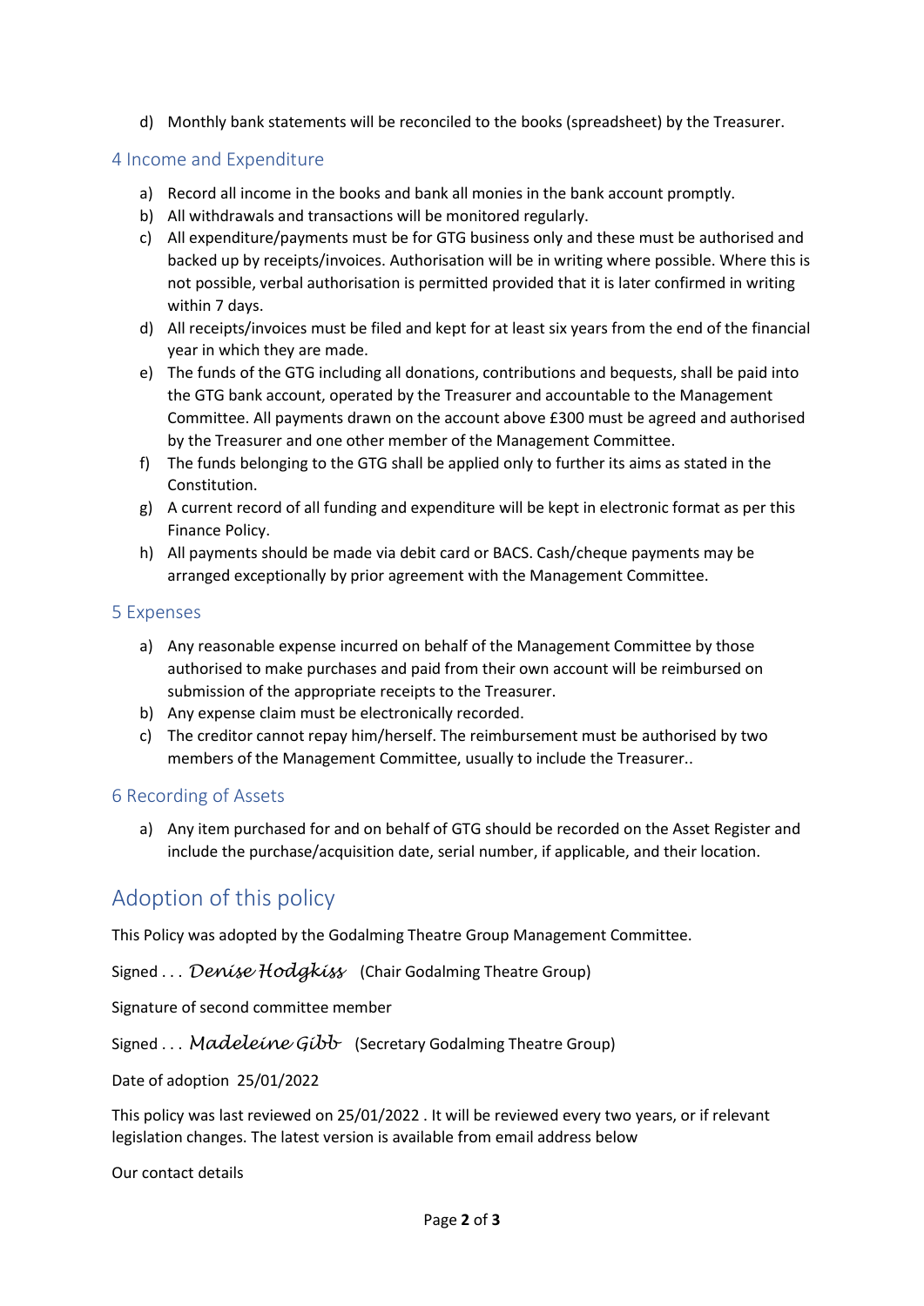d) Monthly bank statements will be reconciled to the books (spreadsheet) by the Treasurer.

## 4 Income and Expenditure

a) Record all income in the books and bank all monies in the bank account promptly.
b) All withdrawals and transactions will be monitored regularly.
c) All expenditure/payments must be for GTG business only and these must be authorised and backed up by receipts/invoices. Authorisation will be in writing where possible. Where this is not possible, verbal authorisation is permitted provided that it is later confirmed in writing within 7 days.
d) All receipts/invoices must be filed and kept for at least six years from the end of the financial year in which they are made.
e) The funds of the GTG including all donations, contributions and bequests, shall be paid into the GTG bank account, operated by the Treasurer and accountable to the Management Committee. All payments drawn on the account above £300 must be agreed and authorised by the Treasurer and one other member of the Management Committee.
f) The funds belonging to the GTG shall be applied only to further its aims as stated in the Constitution.
g) A current record of all funding and expenditure will be kept in electronic format as per this Finance Policy.
h) All payments should be made via debit card or BACS. Cash/cheque payments may be arranged exceptionally by prior agreement with the Management Committee.

## 5 Expenses

a) Any reasonable expense incurred on behalf of the Management Committee by those authorised to make purchases and paid from their own account will be reimbursed on submission of the appropriate receipts to the Treasurer.
b) Any expense claim must be electronically recorded.
c) The creditor cannot repay him/herself. The reimbursement must be authorised by two members of the Management Committee, usually to include the Treasurer..

## 6 Recording of Assets

a) Any item purchased for and on behalf of GTG should be recorded on the Asset Register and include the purchase/acquisition date, serial number, if applicable, and their location.

# Adoption of this policy

This Policy was adopted by the Godalming Theatre Group Management Committee.

Signed . . . *Denise Hodgkiss* (Chair Godalming Theatre Group)

Signature of second committee member

Signed . . . *Madeleine Gibb* (Secretary Godalming Theatre Group)

Date of adoption 25/01/2022

This policy was last reviewed on 25/01/2022 . It will be reviewed every two years, or if relevant legislation changes. The latest version is available from email address below

Our contact details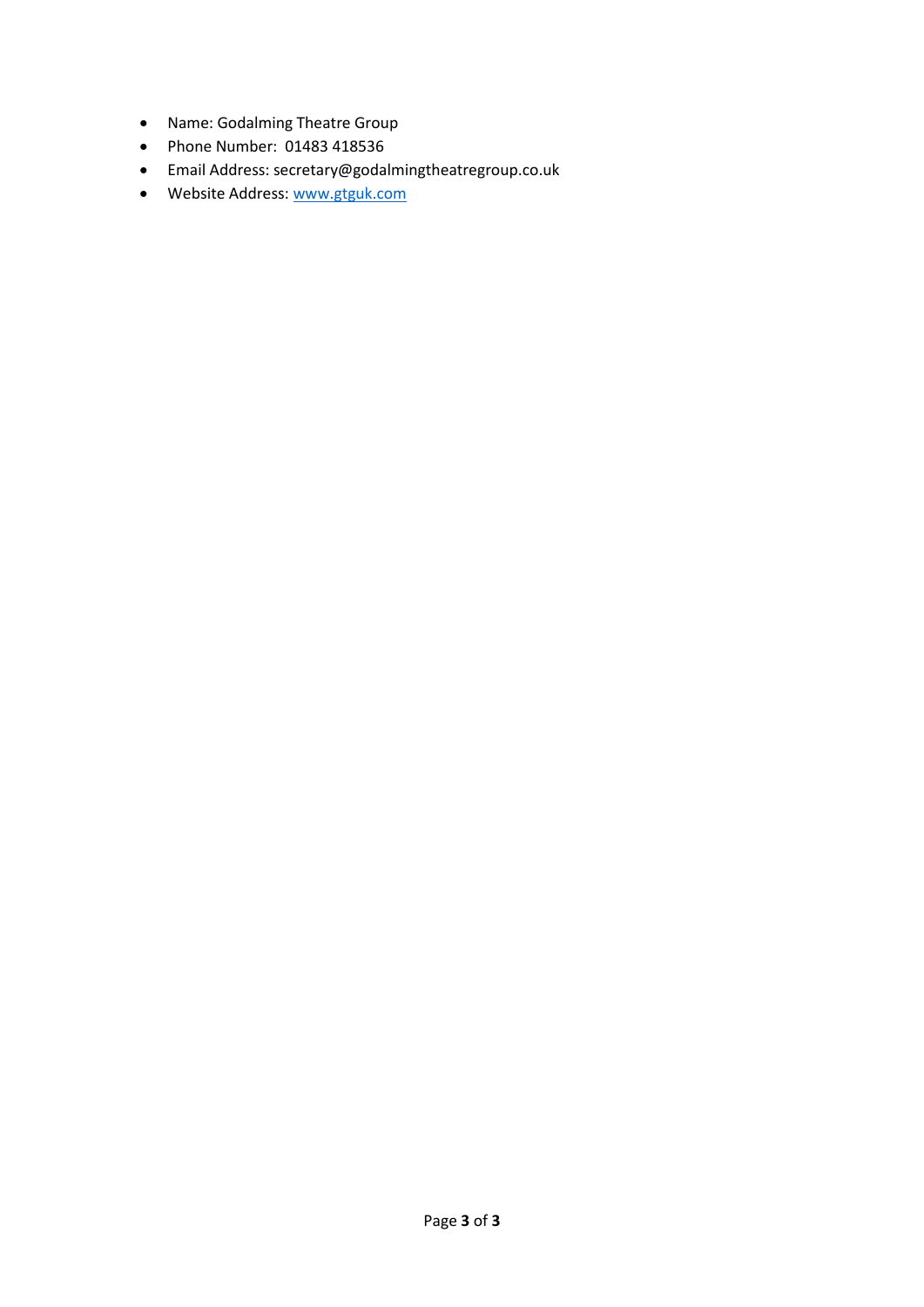- Name: Godalming Theatre Group
- Phone Number:  01483 418536
- Email Address: secretary@godalmingtheatregroup.co.uk
- Website Address: www.gtguk.com